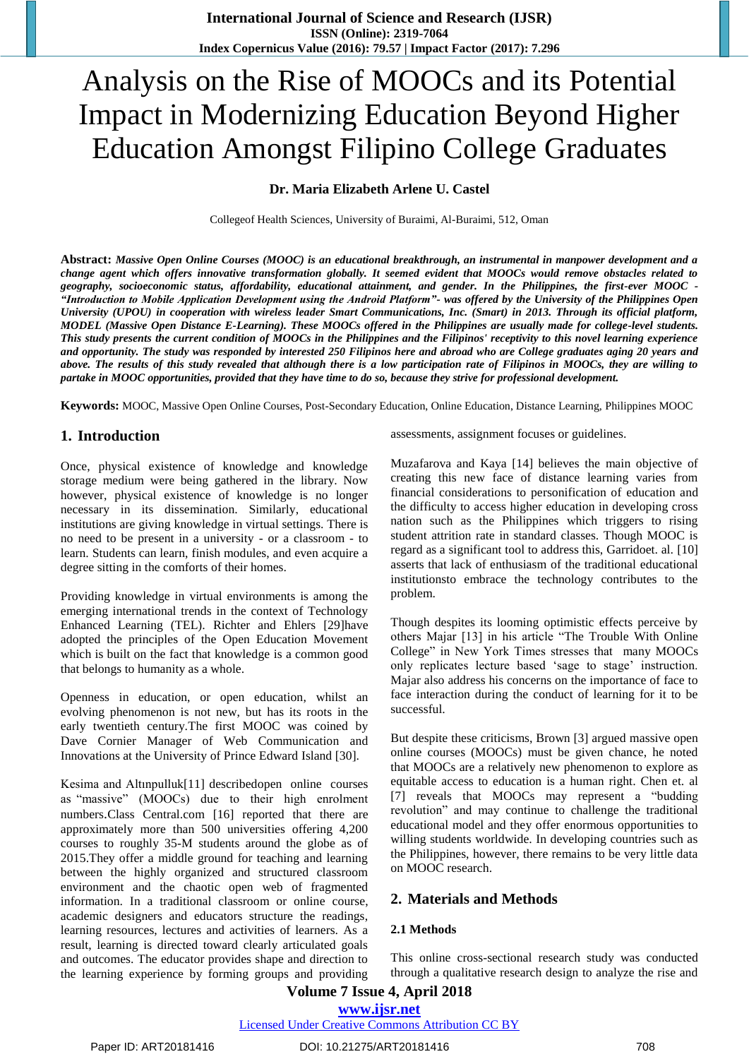# Analysis on the Rise of MOOCs and its Potential Impact in Modernizing Education Beyond Higher Education Amongst Filipino College Graduates

**Dr. Maria Elizabeth Arlene U. Castel**

Collegeof Health Sciences, University of Buraimi, Al-Buraimi, 512, Oman

**Abstract:** ***Massive Open Online Courses (MOOC) is an educational breakthrough, an instrumental in manpower development and a change agent which offers innovative transformation globally. It seemed evident that MOOCs would remove obstacles related to geography, socioeconomic status, affordability, educational attainment, and gender. In the Philippines, the first-ever MOOC - "Introduction to Mobile Application Development using the Android Platform"- was offered by the University of the Philippines Open University (UPOU) in cooperation with wireless leader Smart Communications, Inc. (Smart) in 2013. Through its official platform, MODEL (Massive Open Distance E-Learning). These MOOCs offered in the Philippines are usually made for college-level students. This study presents the current condition of MOOCs in the Philippines and the Filipinos' receptivity to this novel learning experience and opportunity. The study was responded by interested 250 Filipinos here and abroad who are College graduates aging 20 years and above. The results of this study revealed that although there is a low participation rate of Filipinos in MOOCs, they are willing to partake in MOOC opportunities, provided that they have time to do so, because they strive for professional development.***

**Keywords:** MOOC, Massive Open Online Courses, Post-Secondary Education, Online Education, Distance Learning, Philippines MOOC

## 1. Introduction

Once, physical existence of knowledge and knowledge storage medium were being gathered in the library. Now however, physical existence of knowledge is no longer necessary in its dissemination. Similarly, educational institutions are giving knowledge in virtual settings. There is no need to be present in a university - or a classroom - to learn. Students can learn, finish modules, and even acquire a degree sitting in the comforts of their homes.

Providing knowledge in virtual environments is among the emerging international trends in the context of Technology Enhanced Learning (TEL). Richter and Ehlers [29]have adopted the principles of the Open Education Movement which is built on the fact that knowledge is a common good that belongs to humanity as a whole.

Openness in education, or open education, whilst an evolving phenomenon is not new, but has its roots in the early twentieth century.The first MOOC was coined by Dave Cornier Manager of Web Communication and Innovations at the University of Prince Edward Island [30].

Kesima and Altınpulluk[11] describedopen online courses as "massive" (MOOCs) due to their high enrolment numbers.Class Central.com [16] reported that there are approximately more than 500 universities offering 4,200 courses to roughly 35-M students around the globe as of 2015.They offer a middle ground for teaching and learning between the highly organized and structured classroom environment and the chaotic open web of fragmented information. In a traditional classroom or online course, academic designers and educators structure the readings, learning resources, lectures and activities of learners. As a result, learning is directed toward clearly articulated goals and outcomes. The educator provides shape and direction to the learning experience by forming groups and providing assessments, assignment focuses or guidelines.

Muzafarova and Kaya [14] believes the main objective of creating this new face of distance learning varies from financial considerations to personification of education and the difficulty to access higher education in developing cross nation such as the Philippines which triggers to rising student attrition rate in standard classes. Though MOOC is regard as a significant tool to address this, Garridoet. al. [10] asserts that lack of enthusiasm of the traditional educational institutionsto embrace the technology contributes to the problem.

Though despites its looming optimistic effects perceive by others Majar [13] in his article "The Trouble With Online College" in New York Times stresses that many MOOCs only replicates lecture based 'sage to stage' instruction. Majar also address his concerns on the importance of face to face interaction during the conduct of learning for it to be successful.

But despite these criticisms, Brown [3] argued massive open online courses (MOOCs) must be given chance, he noted that MOOCs are a relatively new phenomenon to explore as equitable access to education is a human right. Chen et. al [7] reveals that MOOCs may represent a "budding revolution" and may continue to challenge the traditional educational model and they offer enormous opportunities to willing students worldwide. In developing countries such as the Philippines, however, there remains to be very little data on MOOC research.

## 2. Materials and Methods

### 2.1 Methods

This online cross-sectional research study was conducted through a qualitative research design to analyze the rise and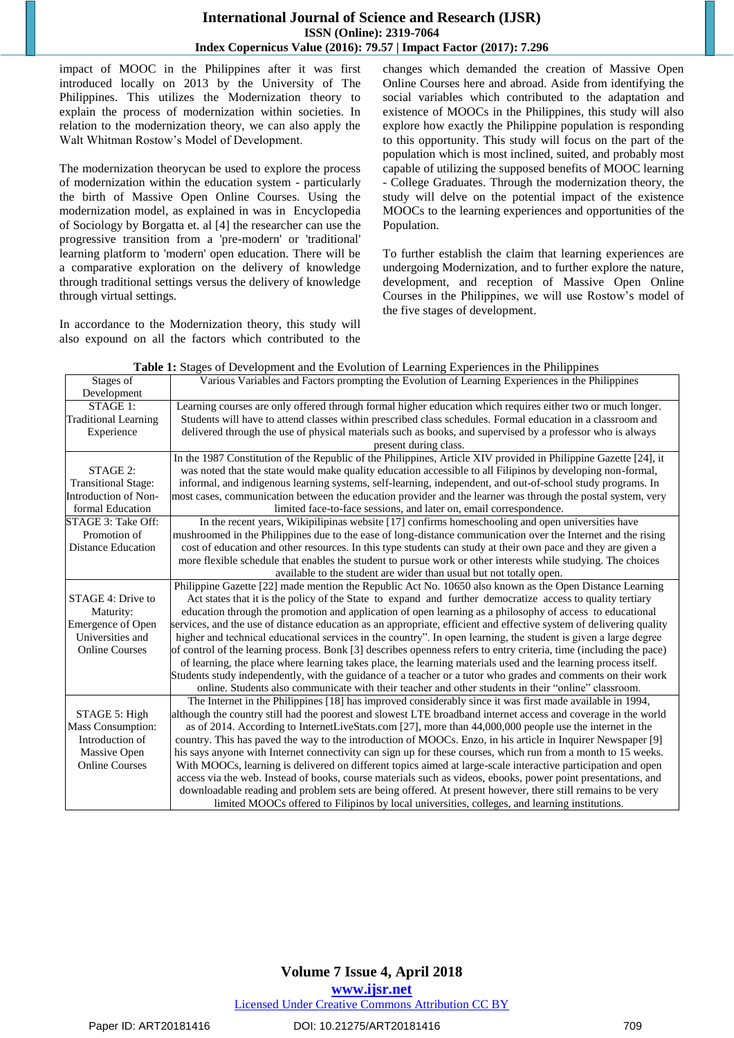impact of MOOC in the Philippines after it was first introduced locally on 2013 by the University of The Philippines. This utilizes the Modernization theory to explain the process of modernization within societies. In relation to the modernization theory, we can also apply the Walt Whitman Rostow's Model of Development.

The modernization theorycan be used to explore the process of modernization within the education system - particularly the birth of Massive Open Online Courses. Using the modernization model, as explained in was in Encyclopedia of Sociology by Borgatta et. al [4] the researcher can use the progressive transition from a 'pre-modern' or 'traditional' learning platform to 'modern' open education. There will be a comparative exploration on the delivery of knowledge through traditional settings versus the delivery of knowledge through virtual settings.

In accordance to the Modernization theory, this study will also expound on all the factors which contributed to the changes which demanded the creation of Massive Open Online Courses here and abroad. Aside from identifying the social variables which contributed to the adaptation and existence of MOOCs in the Philippines, this study will also explore how exactly the Philippine population is responding to this opportunity. This study will focus on the part of the population which is most inclined, suited, and probably most capable of utilizing the supposed benefits of MOOC learning - College Graduates. Through the modernization theory, the study will delve on the potential impact of the existence MOOCs to the learning experiences and opportunities of the Population.

To further establish the claim that learning experiences are undergoing Modernization, and to further explore the nature, development, and reception of Massive Open Online Courses in the Philippines, we will use Rostow's model of the five stages of development.

**Table 1:** Stages of Development and the Evolution of Learning Experiences in the Philippines

| Stages of Development | Various Variables and Factors prompting the Evolution of Learning Experiences in the Philippines |
|---|---|
| STAGE 1: Traditional Learning Experience | Learning courses are only offered through formal higher education which requires either two or much longer. Students will have to attend classes within prescribed class schedules. Formal education in a classroom and delivered through the use of physical materials such as books, and supervised by a professor who is always present during class. |
| STAGE 2: Transitional Stage: Introduction of Non-formal Education | In the 1987 Constitution of the Republic of the Philippines, Article XIV provided in Philippine Gazette [24], it was noted that the state would make quality education accessible to all Filipinos by developing non-formal, informal, and indigenous learning systems, self-learning, independent, and out-of-school study programs. In most cases, communication between the education provider and the learner was through the postal system, very limited face-to-face sessions, and later on, email correspondence. |
| STAGE 3: Take Off: Promotion of Distance Education | In the recent years, Wikipilipinas website [17] confirms homeschooling and open universities have mushroomed in the Philippines due to the ease of long-distance communication over the Internet and the rising cost of education and other resources. In this type students can study at their own pace and they are given a more flexible schedule that enables the student to pursue work or other interests while studying. The choices available to the student are wider than usual but not totally open. |
| STAGE 4: Drive to Maturity: Emergence of Open Universities and Online Courses | Philippine Gazette [22] made mention the Republic Act No. 10650 also known as the Open Distance Learning Act states that it is the policy of the State to expand and further democratize access to quality tertiary education through the promotion and application of open learning as a philosophy of access to educational services, and the use of distance education as an appropriate, efficient and effective system of delivering quality higher and technical educational services in the country". In open learning, the student is given a large degree of control of the learning process. Bonk [3] describes openness refers to entry criteria, time (including the pace) of learning, the place where learning takes place, the learning materials used and the learning process itself. Students study independently, with the guidance of a teacher or a tutor who grades and comments on their work online. Students also communicate with their teacher and other students in their "online" classroom. |
| STAGE 5: High Mass Consumption: Introduction of Massive Open Online Courses | The Internet in the Philippines [18] has improved considerably since it was first made available in 1994, although the country still had the poorest and slowest LTE broadband internet access and coverage in the world as of 2014. According to InternetLiveStats.com [27], more than 44,000,000 people use the internet in the country. This has paved the way to the introduction of MOOCs. Enzo, in his article in Inquirer Newspaper [9] his says anyone with Internet connectivity can sign up for these courses, which run from a month to 15 weeks. With MOOCs, learning is delivered on different topics aimed at large-scale interactive participation and open access via the web. Instead of books, course materials such as videos, ebooks, power point presentations, and downloadable reading and problem sets are being offered. At present however, there still remains to be very limited MOOCs offered to Filipinos by local universities, colleges, and learning institutions. |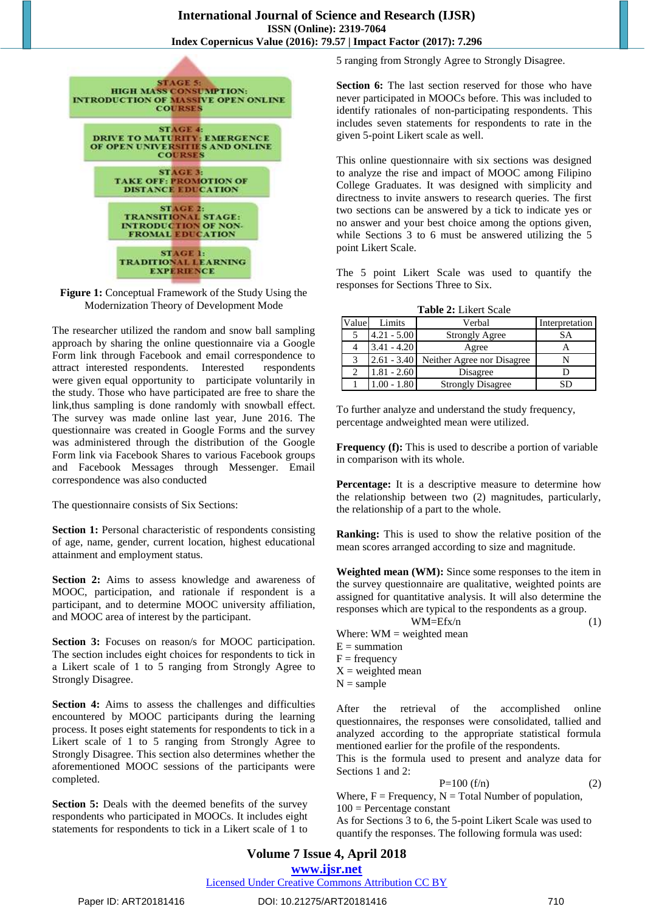Figure 1: Conceptual Framework of the Study Using the Modernization Theory of Development Mode

The researcher utilized the random and snow ball sampling approach by sharing the online questionnaire via a Google Form link through Facebook and email correspondence to attract interested respondents. Interested respondents were given equal opportunity to participate voluntarily in the study. Those who have participated are free to share the link,thus sampling is done randomly with snowball effect. The survey was made online last year, June 2016. The questionnaire was created in Google Forms and the survey was administered through the distribution of the Google Form link via Facebook Shares to various Facebook groups and Facebook Messages through Messenger. Email correspondence was also conducted

The questionnaire consists of Six Sections:

**Section 1:** Personal characteristic of respondents consisting of age, name, gender, current location, highest educational attainment and employment status.

**Section 2:** Aims to assess knowledge and awareness of MOOC, participation, and rationale if respondent is a participant, and to determine MOOC university affiliation, and MOOC area of interest by the participant.

**Section 3:** Focuses on reason/s for MOOC participation. The section includes eight choices for respondents to tick in a Likert scale of 1 to 5 ranging from Strongly Agree to Strongly Disagree.

**Section 4:** Aims to assess the challenges and difficulties encountered by MOOC participants during the learning process. It poses eight statements for respondents to tick in a Likert scale of 1 to 5 ranging from Strongly Agree to Strongly Disagree. This section also determines whether the aforementioned MOOC sessions of the participants were completed.

**Section 5:** Deals with the deemed benefits of the survey respondents who participated in MOOCs. It includes eight statements for respondents to tick in a Likert scale of 1 to 5 ranging from Strongly Agree to Strongly Disagree.

**Section 6:** The last section reserved for those who have never participated in MOOCs before. This was included to identify rationales of non-participating respondents. This includes seven statements for respondents to rate in the given 5-point Likert scale as well.

This online questionnaire with six sections was designed to analyze the rise and impact of MOOC among Filipino College Graduates. It was designed with simplicity and directness to invite answers to research queries. The first two sections can be answered by a tick to indicate yes or no answer and your best choice among the options given, while Sections 3 to 6 must be answered utilizing the 5 point Likert Scale.

The 5 point Likert Scale was used to quantify the responses for Sections Three to Six.

**Table 2:** Likert Scale

| Value | Limits | Verbal | Interpretation |
|---|---|---|---|
| 5 | 4.21 - 5.00 | Strongly Agree | SA |
| 4 | 3.41 - 4.20 | Agree | A |
| 3 | 2.61 - 3.40 | Neither Agree nor Disagree | N |
| 2 | 1.81 - 2.60 | Disagree | D |
| 1 | 1.00 - 1.80 | Strongly Disagree | SD |

To further analyze and understand the study frequency, percentage andweighted mean were utilized.

**Frequency (f):** This is used to describe a portion of variable in comparison with its whole.

**Percentage:** It is a descriptive measure to determine how the relationship between two (2) magnitudes, particularly, the relationship of a part to the whole.

**Ranking:** This is used to show the relative position of the mean scores arranged according to size and magnitude.

**Weighted mean (WM):** Since some responses to the item in the survey questionnaire are qualitative, weighted points are assigned for quantitative analysis. It will also determine the responses which are typical to the respondents as a group.

$$WM = Efx/n \quad (1)$$

Where: WM = weighted mean
E = summation
F = frequency
X = weighted mean
N = sample

After the retrieval of the accomplished online questionnaires, the responses were consolidated, tallied and analyzed according to the appropriate statistical formula mentioned earlier for the profile of the respondents.
This is the formula used to present and analyze data for Sections 1 and 2:

$$P = 100\ (f/n) \quad (2)$$

Where, F = Frequency, N = Total Number of population, 100 = Percentage constant
As for Sections 3 to 6, the 5-point Likert Scale was used to quantify the responses. The following formula was used: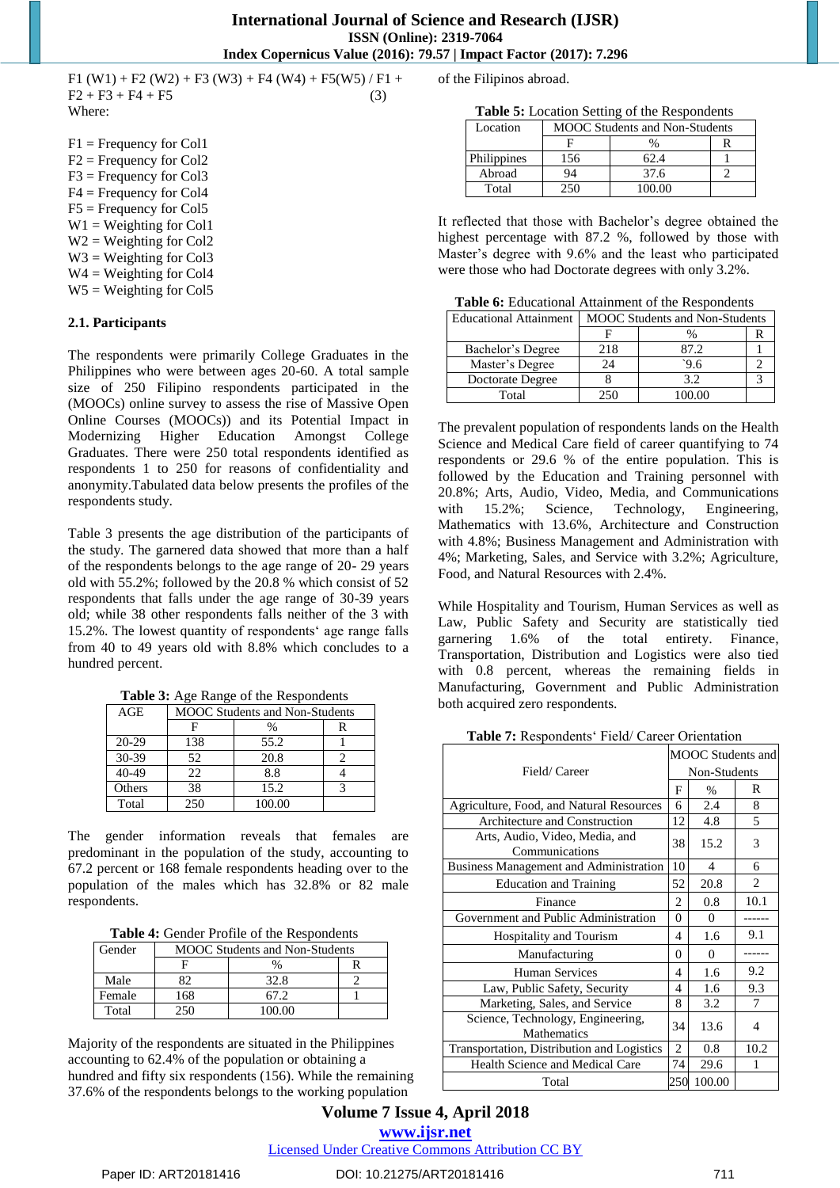$$F1\ (W1) + F2\ (W2) + F3\ (W3) + F4\ (W4) + F5(W5)\ /\ F1 + F2 + F3 + F4 + F5 \quad (3)$$

Where:

F1 = Frequency for Col1
F2 = Frequency for Col2
F3 = Frequency for Col3
F4 = Frequency for Col4
F5 = Frequency for Col5
W1 = Weighting for Col1
W2 = Weighting for Col2
W3 = Weighting for Col3
W4 = Weighting for Col4
W5 = Weighting for Col5

### 2.1. Participants

The respondents were primarily College Graduates in the Philippines who were between ages 20-60. A total sample size of 250 Filipino respondents participated in the (MOOCs) online survey to assess the rise of Massive Open Online Courses (MOOCs)) and its Potential Impact in Modernizing Higher Education Amongst College Graduates. There were 250 total respondents identified as respondents 1 to 250 for reasons of confidentiality and anonymity.Tabulated data below presents the profiles of the respondents study.

Table 3 presents the age distribution of the participants of the study. The garnered data showed that more than a half of the respondents belongs to the age range of 20- 29 years old with 55.2%; followed by the 20.8 % which consist of 52 respondents that falls under the age range of 30-39 years old; while 38 other respondents falls neither of the 3 with 15.2%. The lowest quantity of respondents' age range falls from 40 to 49 years old with 8.8% which concludes to a hundred percent.

**Table 3:** Age Range of the Respondents

| AGE | MOOC Students and Non-Students | | |
|---|---|---|---|
| | F | % | R |
| 20-29 | 138 | 55.2 | 1 |
| 30-39 | 52 | 20.8 | 2 |
| 40-49 | 22 | 8.8 | 4 |
| Others | 38 | 15.2 | 3 |
| Total | 250 | 100.00 | |

The gender information reveals that females are predominant in the population of the study, accounting to 67.2 percent or 168 female respondents heading over to the population of the males which has 32.8% or 82 male respondents.

**Table 4:** Gender Profile of the Respondents

| Gender | MOOC Students and Non-Students | | |
|---|---|---|---|
| | F | % | R |
| Male | 82 | 32.8 | 2 |
| Female | 168 | 67.2 | 1 |
| Total | 250 | 100.00 | |

Majority of the respondents are situated in the Philippines accounting to 62.4% of the population or obtaining a hundred and fifty six respondents (156). While the remaining 37.6% of the respondents belongs to the working population of the Filipinos abroad.

**Table 5:** Location Setting of the Respondents

| Location | MOOC Students and Non-Students | | |
|---|---|---|---|
| | F | % | R |
| Philippines | 156 | 62.4 | 1 |
| Abroad | 94 | 37.6 | 2 |
| Total | 250 | 100.00 | |

It reflected that those with Bachelor's degree obtained the highest percentage with 87.2 %, followed by those with Master's degree with 9.6% and the least who participated were those who had Doctorate degrees with only 3.2%.

**Table 6:** Educational Attainment of the Respondents

| Educational Attainment | MOOC Students and Non-Students | | |
|---|---|---|---|
| | F | % | R |
| Bachelor's Degree | 218 | 87.2 | 1 |
| Master's Degree | 24 | `9.6 | 2 |
| Doctorate Degree | 8 | 3.2 | 3 |
| Total | 250 | 100.00 | |

The prevalent population of respondents lands on the Health Science and Medical Care field of career quantifying to 74 respondents or 29.6 % of the entire population. This is followed by the Education and Training personnel with 20.8%; Arts, Audio, Video, Media, and Communications with 15.2%; Science, Technology, Engineering, Mathematics with 13.6%, Architecture and Construction with 4.8%; Business Management and Administration with 4%; Marketing, Sales, and Service with 3.2%; Agriculture, Food, and Natural Resources with 2.4%.

While Hospitality and Tourism, Human Services as well as Law, Public Safety and Security are statistically tied garnering 1.6% of the total entirety. Finance, Transportation, Distribution and Logistics were also tied with 0.8 percent, whereas the remaining fields in Manufacturing, Government and Public Administration both acquired zero respondents.

**Table 7:** Respondents' Field/ Career Orientation

| Field/ Career | MOOC Students and Non-Students | | |
|---|---|---|---|
| | F | % | R |
| Agriculture, Food, and Natural Resources | 6 | 2.4 | 8 |
| Architecture and Construction | 12 | 4.8 | 5 |
| Arts, Audio, Video, Media, and Communications | 38 | 15.2 | 3 |
| Business Management and Administration | 10 | 4 | 6 |
| Education and Training | 52 | 20.8 | 2 |
| Finance | 2 | 0.8 | 10.1 |
| Government and Public Administration | 0 | 0 | ------ |
| Hospitality and Tourism | 4 | 1.6 | 9.1 |
| Manufacturing | 0 | 0 | ------ |
| Human Services | 4 | 1.6 | 9.2 |
| Law, Public Safety, Security | 4 | 1.6 | 9.3 |
| Marketing, Sales, and Service | 8 | 3.2 | 7 |
| Science, Technology, Engineering, Mathematics | 34 | 13.6 | 4 |
| Transportation, Distribution and Logistics | 2 | 0.8 | 10.2 |
| Health Science and Medical Care | 74 | 29.6 | 1 |
| Total | 250 | 100.00 | |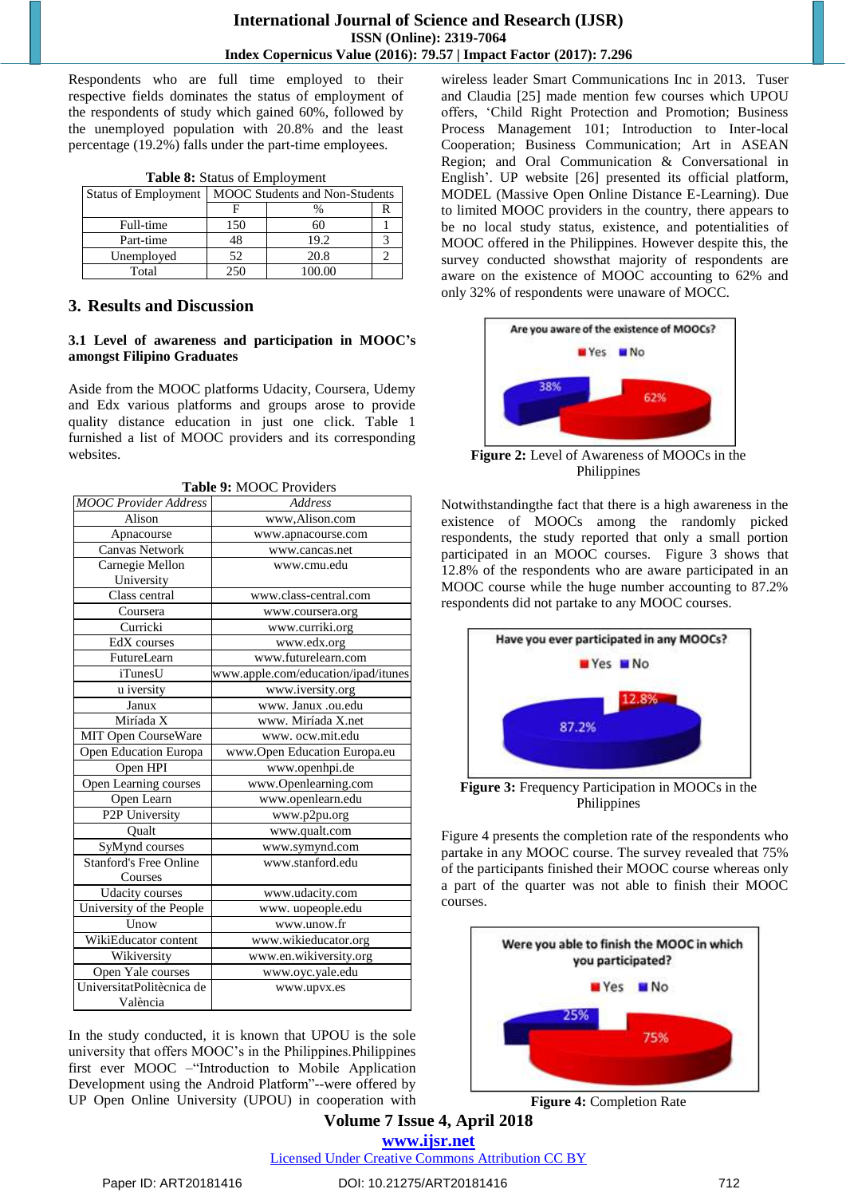Respondents who are full time employed to their respective fields dominates the status of employment of the respondents of study which gained 60%, followed by the unemployed population with 20.8% and the least percentage (19.2%) falls under the part-time employees.

**Table 8:** Status of Employment

| Status of Employment | MOOC Students and Non-Students | | |
|---|---|---|---|
| | F | % | R |
| Full-time | 150 | 60 | 1 |
| Part-time | 48 | 19.2 | 3 |
| Unemployed | 52 | 20.8 | 2 |
| Total | 250 | 100.00 | |

## 3. Results and Discussion

### 3.1 Level of awareness and participation in MOOC's amongst Filipino Graduates

Aside from the MOOC platforms Udacity, Coursera, Udemy and Edx various platforms and groups arose to provide quality distance education in just one click. Table 1 furnished a list of MOOC providers and its corresponding websites.

**Table 9:** MOOC Providers

| *MOOC Provider Address* | *Address* |
|---|---|
| Alison | www,Alison.com |
| Apnacourse | www.apnacourse.com |
| Canvas Network | www.cancas.net |
| Carnegie Mellon University | www.cmu.edu |
| Class central | www.class-central.com |
| Coursera | www.coursera.org |
| Curricki | www.curriki.org |
| EdX courses | www.edx.org |
| FutureLearn | www.futurelearn.com |
| iTunesU | www.apple.com/education/ipad/itunes |
| u iversity | www.iversity.org |
| Janux | www. Janux .ou.edu |
| Miríada X | www. Miríada X.net |
| MIT Open CourseWare | www. ocw.mit.edu |
| Open Education Europa | www.Open Education Europa.eu |
| Open HPI | www.openhpi.de |
| Open Learning courses | www.Openlearning.com |
| Open Learn | www.openlearn.edu |
| P2P University | www.p2pu.org |
| Qualt | www.qualt.com |
| SyMynd courses | www.symynd.com |
| Stanford's Free Online Courses | www.stanford.edu |
| Udacity courses | www.udacity.com |
| University of the People | www. uopeople.edu |
| Unow | www.unow.fr |
| WikiEducator content | www.wikieducator.org |
| Wikiversity | www.en.wikiversity.org |
| Open Yale courses | www.oyc.yale.edu |
| UniversitatPolitècnica de València | www.upvx.es |

In the study conducted, it is known that UPOU is the sole university that offers MOOC's in the Philippines.Philippines first ever MOOC –"Introduction to Mobile Application Development using the Android Platform"--were offered by UP Open Online University (UPOU) in cooperation with wireless leader Smart Communications Inc in 2013. Tuser and Claudia [25] made mention few courses which UPOU offers, 'Child Right Protection and Promotion; Business Process Management 101; Introduction to Inter-local Cooperation; Business Communication; Art in ASEAN Region; and Oral Communication & Conversational in English'. UP website [26] presented its official platform, MODEL (Massive Open Online Distance E-Learning). Due to limited MOOC providers in the country, there appears to be no local study status, existence, and potentialities of MOOC offered in the Philippines. However despite this, the survey conducted showsthat majority of respondents are aware on the existence of MOOC accounting to 62% and only 32% of respondents were unaware of MOCC.

**Figure 2:** Level of Awareness of MOOCs in the Philippines

Notwithstandingthe fact that there is a high awareness in the existence of MOOCs among the randomly picked respondents, the study reported that only a small portion participated in an MOOC courses. Figure 3 shows that 12.8% of the respondents who are aware participated in an MOOC course while the huge number accounting to 87.2% respondents did not partake to any MOOC courses.

**Figure 3:** Frequency Participation in MOOCs in the Philippines

Figure 4 presents the completion rate of the respondents who partake in any MOOC course. The survey revealed that 75% of the participants finished their MOOC course whereas only a part of the quarter was not able to finish their MOOC courses.

**Figure 4:** Completion Rate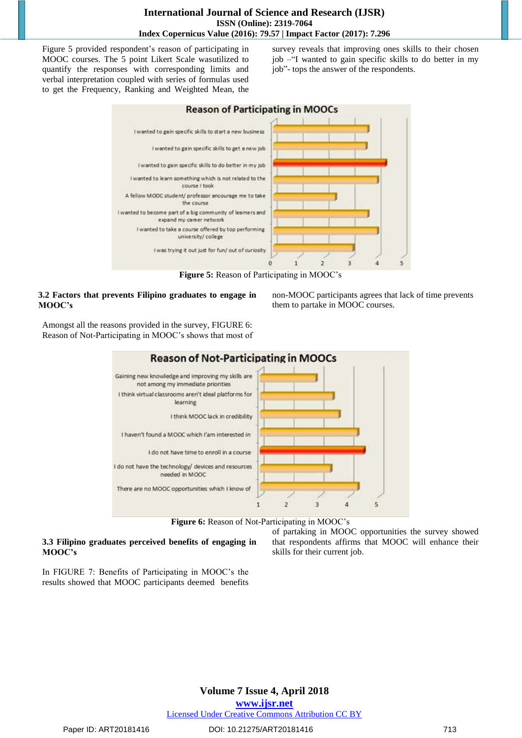Figure 5 provided respondent's reason of participating in MOOC courses. The 5 point Likert Scale wasutilized to quantify the responses with corresponding limits and verbal interpretation coupled with series of formulas used to get the Frequency, Ranking and Weighted Mean, the survey reveals that improving ones skills to their chosen job –"I wanted to gain specific skills to do better in my job"- tops the answer of the respondents.

**Figure 5:** Reason of Participating in MOOC's

### 3.2 Factors that prevents Filipino graduates to engage in MOOC's

Amongst all the reasons provided in the survey, FIGURE 6: Reason of Not-Participating in MOOC's shows that most of non-MOOC participants agrees that lack of time prevents them to partake in MOOC courses.

**Figure 6:** Reason of Not-Participating in MOOC's

### 3.3 Filipino graduates perceived benefits of engaging in MOOC's

In FIGURE 7: Benefits of Participating in MOOC's the results showed that MOOC participants deemed benefits of partaking in MOOC opportunities the survey showed that respondents affirms that MOOC will enhance their skills for their current job.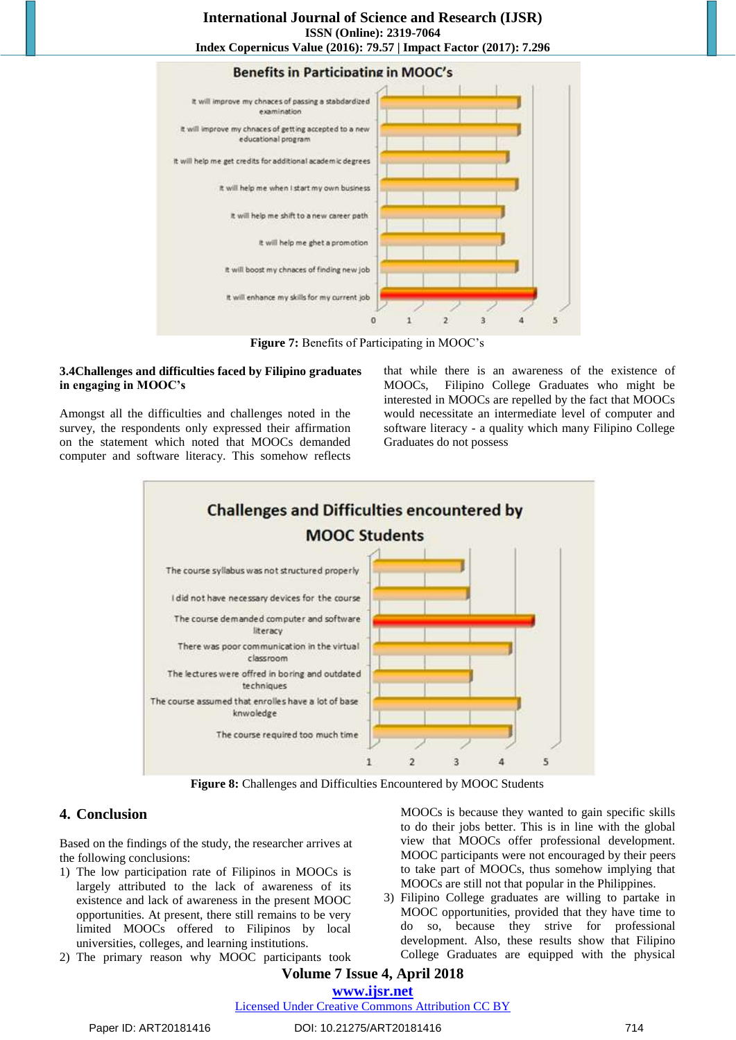Figure 7: Benefits of Participating in MOOC's

**3.4Challenges and difficulties faced by Filipino graduates in engaging in MOOC's**

Amongst all the difficulties and challenges noted in the survey, the respondents only expressed their affirmation on the statement which noted that MOOCs demanded computer and software literacy. This somehow reflects that while there is an awareness of the existence of MOOCs, Filipino College Graduates who might be interested in MOOCs are repelled by the fact that MOOCs would necessitate an intermediate level of computer and software literacy - a quality which many Filipino College Graduates do not possess

Figure 8: Challenges and Difficulties Encountered by MOOC Students

## 4. Conclusion

Based on the findings of the study, the researcher arrives at the following conclusions:

1) The low participation rate of Filipinos in MOOCs is largely attributed to the lack of awareness of its existence and lack of awareness in the present MOOC opportunities. At present, there still remains to be very limited MOOCs offered to Filipinos by local universities, colleges, and learning institutions.
2) The primary reason why MOOC participants took MOOCs is because they wanted to gain specific skills to do their jobs better. This is in line with the global view that MOOCs offer professional development. MOOC participants were not encouraged by their peers to take part of MOOCs, thus somehow implying that MOOCs are still not that popular in the Philippines.
3) Filipino College graduates are willing to partake in MOOC opportunities, provided that they have time to do so, because they strive for professional development. Also, these results show that Filipino College Graduates are equipped with the physical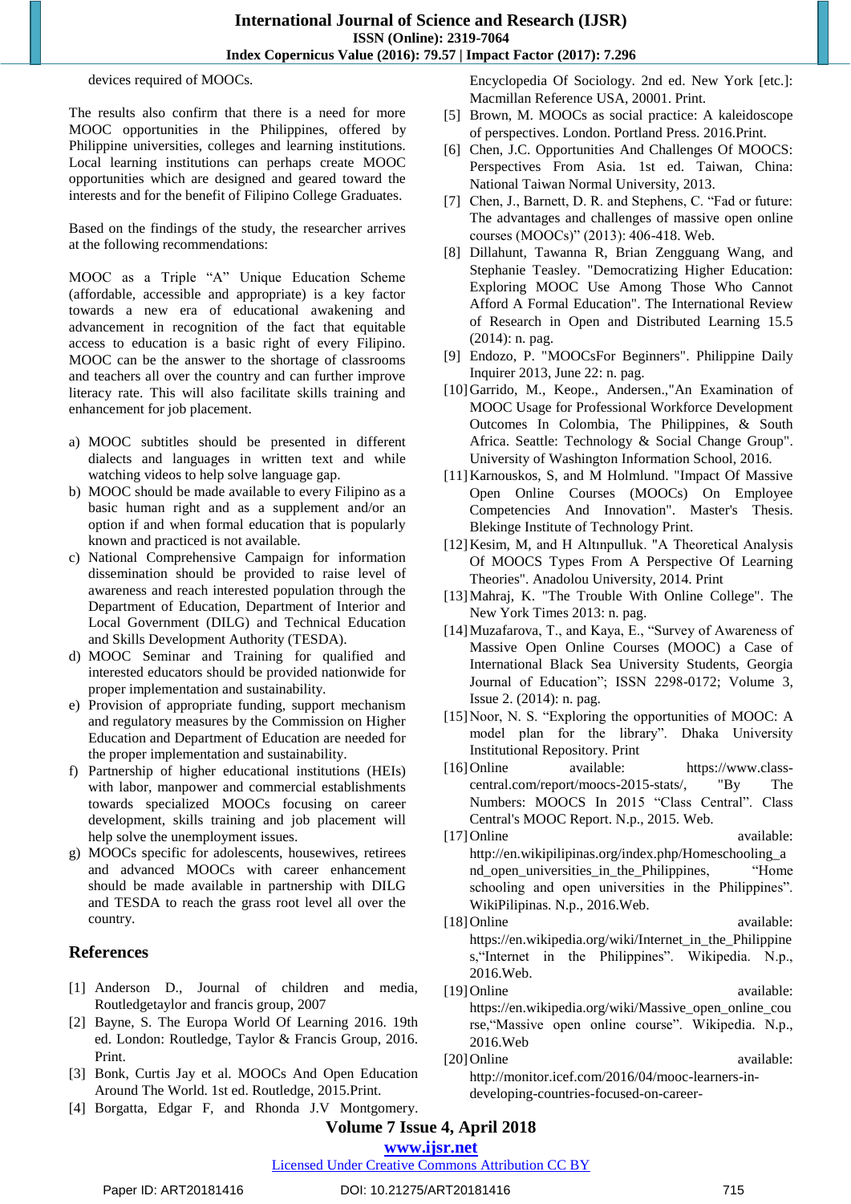devices required of MOOCs.

The results also confirm that there is a need for more MOOC opportunities in the Philippines, offered by Philippine universities, colleges and learning institutions. Local learning institutions can perhaps create MOOC opportunities which are designed and geared toward the interests and for the benefit of Filipino College Graduates.

Based on the findings of the study, the researcher arrives at the following recommendations:

MOOC as a Triple "A" Unique Education Scheme (affordable, accessible and appropriate) is a key factor towards a new era of educational awakening and advancement in recognition of the fact that equitable access to education is a basic right of every Filipino. MOOC can be the answer to the shortage of classrooms and teachers all over the country and can further improve literacy rate. This will also facilitate skills training and enhancement for job placement.

a) MOOC subtitles should be presented in different dialects and languages in written text and while watching videos to help solve language gap.
b) MOOC should be made available to every Filipino as a basic human right and as a supplement and/or an option if and when formal education that is popularly known and practiced is not available.
c) National Comprehensive Campaign for information dissemination should be provided to raise level of awareness and reach interested population through the Department of Education, Department of Interior and Local Government (DILG) and Technical Education and Skills Development Authority (TESDA).
d) MOOC Seminar and Training for qualified and interested educators should be provided nationwide for proper implementation and sustainability.
e) Provision of appropriate funding, support mechanism and regulatory measures by the Commission on Higher Education and Department of Education are needed for the proper implementation and sustainability.
f) Partnership of higher educational institutions (HEIs) with labor, manpower and commercial establishments towards specialized MOOCs focusing on career development, skills training and job placement will help solve the unemployment issues.
g) MOOCs specific for adolescents, housewives, retirees and advanced MOOCs with career enhancement should be made available in partnership with DILG and TESDA to reach the grass root level all over the country.

## References

[1] Anderson D., Journal of children and media, Routledgetaylor and francis group, 2007

[2] Bayne, S. The Europa World Of Learning 2016. 19th ed. London: Routledge, Taylor & Francis Group, 2016. Print.

[3] Bonk, Curtis Jay et al. MOOCs And Open Education Around The World. 1st ed. Routledge, 2015.Print.

[4] Borgatta, Edgar F, and Rhonda J.V Montgomery. Encyclopedia Of Sociology. 2nd ed. New York [etc.]: Macmillan Reference USA, 20001. Print.

[5] Brown, M. MOOCs as social practice: A kaleidoscope of perspectives. London. Portland Press. 2016.Print.

[6] Chen, J.C. Opportunities And Challenges Of MOOCS: Perspectives From Asia. 1st ed. Taiwan, China: National Taiwan Normal University, 2013.

[7] Chen, J., Barnett, D. R. and Stephens, C. "Fad or future: The advantages and challenges of massive open online courses (MOOCs)" (2013): 406-418. Web.

[8] Dillahunt, Tawanna R, Brian Zengguang Wang, and Stephanie Teasley. "Democratizing Higher Education: Exploring MOOC Use Among Those Who Cannot Afford A Formal Education". The International Review of Research in Open and Distributed Learning 15.5 (2014): n. pag.

[9] Endozo, P. "MOOCsFor Beginners". Philippine Daily Inquirer 2013, June 22: n. pag.

[10] Garrido, M., Keope., Andersen.,"An Examination of MOOC Usage for Professional Workforce Development Outcomes In Colombia, The Philippines, & South Africa. Seattle: Technology & Social Change Group". University of Washington Information School, 2016.

[11] Karnouskos, S, and M Holmlund. "Impact Of Massive Open Online Courses (MOOCs) On Employee Competencies And Innovation". Master's Thesis. Blekinge Institute of Technology Print.

[12] Kesim, M, and H Altınpulluk. "A Theoretical Analysis Of MOOCS Types From A Perspective Of Learning Theories". Anadolou University, 2014. Print

[13] Mahraj, K. "The Trouble With Online College". The New York Times 2013: n. pag.

[14] Muzafarova, T., and Kaya, E., "Survey of Awareness of Massive Open Online Courses (MOOC) a Case of International Black Sea University Students, Georgia Journal of Education"; ISSN 2298-0172; Volume 3, Issue 2. (2014): n. pag.

[15] Noor, N. S. "Exploring the opportunities of MOOC: A model plan for the library". Dhaka University Institutional Repository. Print

[16] Online available: https://www.class-central.com/report/moocs-2015-stats/, "By The Numbers: MOOCS In 2015 "Class Central". Class Central's MOOC Report. N.p., 2015. Web.

[17] Online available: http://en.wikipilipinas.org/index.php/Homeschooling_and_open_universities_in_the_Philippines, "Home schooling and open universities in the Philippines". WikiPilipinas. N.p., 2016.Web.

[18] Online available: https://en.wikipedia.org/wiki/Internet_in_the_Philippines,"Internet in the Philippines". Wikipedia. N.p., 2016.Web.

[19] Online available: https://en.wikipedia.org/wiki/Massive_open_online_course,"Massive open online course". Wikipedia. N.p., 2016.Web

[20] Online available: http://monitor.icef.com/2016/04/mooc-learners-in-developing-countries-focused-on-career-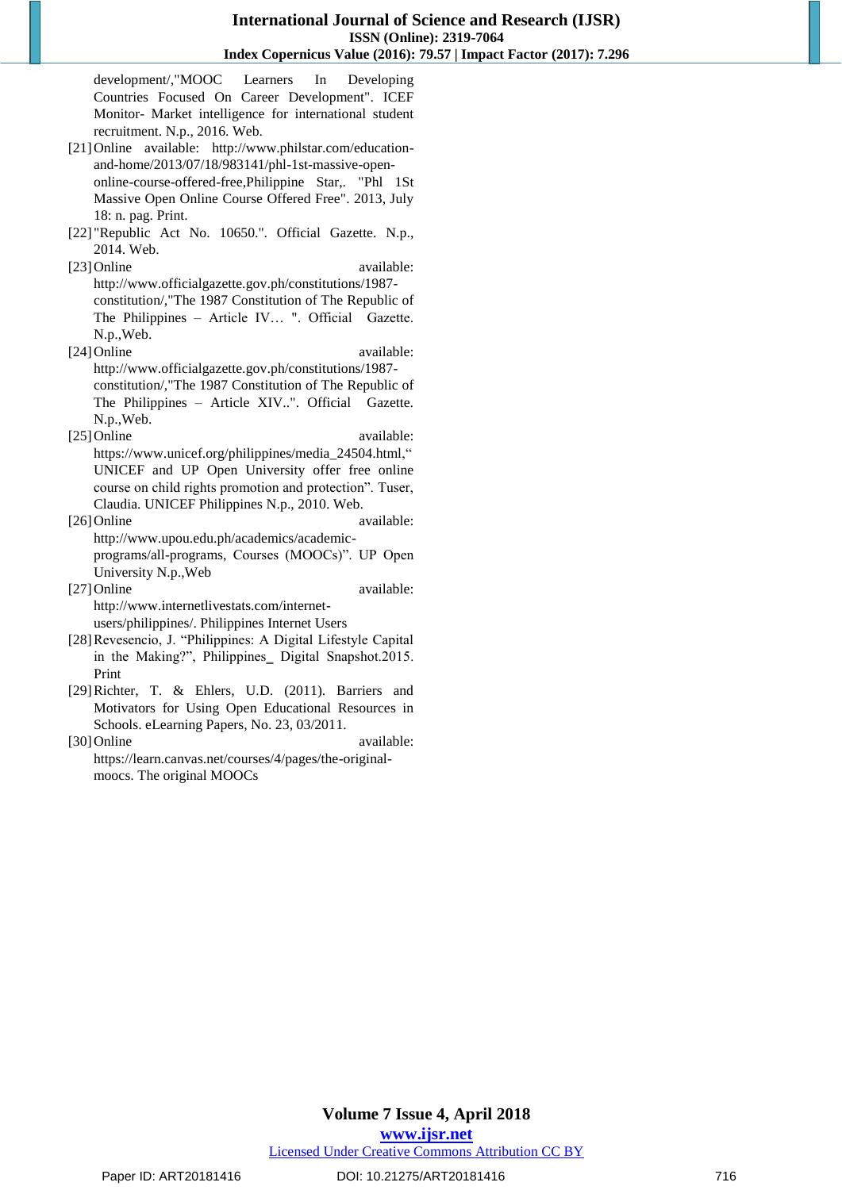development/,"MOOC Learners In Developing Countries Focused On Career Development". ICEF Monitor- Market intelligence for international student recruitment. N.p., 2016. Web.

[21] Online available: http://www.philstar.com/education-and-home/2013/07/18/983141/phl-1st-massive-open-online-course-offered-free,Philippine Star,. "Phl 1St Massive Open Online Course Offered Free". 2013, July 18: n. pag. Print.

[22] "Republic Act No. 10650.". Official Gazette. N.p., 2014. Web.

[23] Online available: http://www.officialgazette.gov.ph/constitutions/1987-constitution/,"The 1987 Constitution of The Republic of The Philippines – Article IV… ". Official Gazette. N.p.,Web.

[24] Online available: http://www.officialgazette.gov.ph/constitutions/1987-constitution/,"The 1987 Constitution of The Republic of The Philippines – Article XIV..". Official Gazette. N.p.,Web.

[25] Online available: https://www.unicef.org/philippines/media_24504.html,“ UNICEF and UP Open University offer free online course on child rights promotion and protection”. Tuser, Claudia. UNICEF Philippines N.p., 2010. Web.

[26] Online available: http://www.upou.edu.ph/academics/academic-programs/all-programs, Courses (MOOCs)”. UP Open University N.p.,Web

[27] Online available: http://www.internetlivestats.com/internet-users/philippines/. Philippines Internet Users

[28] Revesencio, J. “Philippines: A Digital Lifestyle Capital in the Making?”, Philippines_ Digital Snapshot.2015. Print

[29] Richter, T. & Ehlers, U.D. (2011). Barriers and Motivators for Using Open Educational Resources in Schools. eLearning Papers, No. 23, 03/2011.

[30] Online available: https://learn.canvas.net/courses/4/pages/the-original-moocs. The original MOOCs